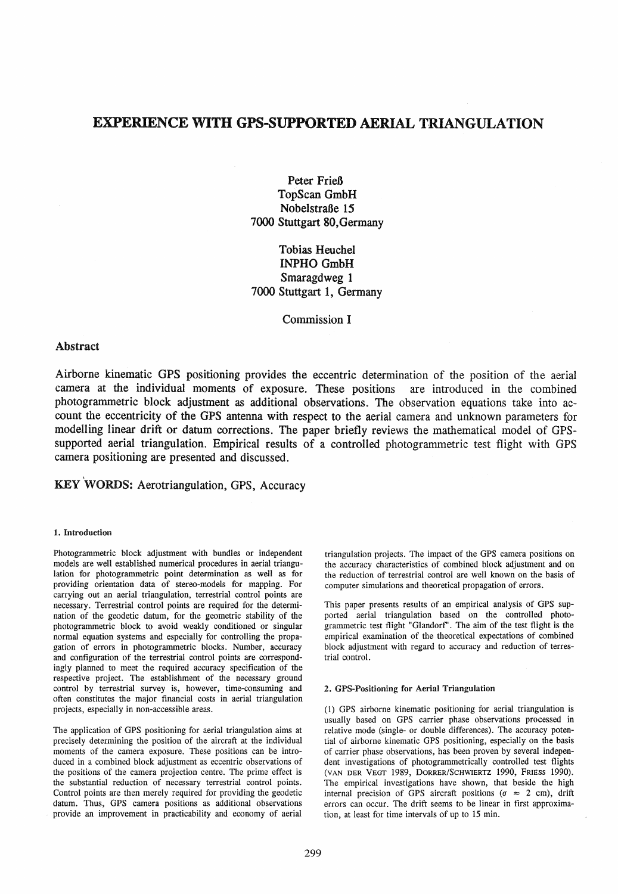# EXPERIENCE WITH GPS-SUPPORTED AERIAL TRIANGULATION

Peter Frieß
TopScan GmbH
Nobelstraße 15
7000 Stuttgart 80, Germany

Tobias Heuchel
INPHO GmbH
Smaragdweg 1
7000 Stuttgart 1, Germany

Commission I

## Abstract

Airborne kinematic GPS positioning provides the eccentric determination of the position of the aerial camera at the individual moments of exposure. These positions are introduced in the combined photogrammetric block adjustment as additional observations. The observation equations take into account the eccentricity of the GPS antenna with respect to the aerial camera and unknown parameters for modelling linear drift or datum corrections. The paper briefly reviews the mathematical model of GPS-supported aerial triangulation. Empirical results of a controlled photogrammetric test flight with GPS camera positioning are presented and discussed.

**KEY WORDS:** Aerotriangulation, GPS, Accuracy

### 1. Introduction

Photogrammetric block adjustment with bundles or independent models are well established numerical procedures in aerial triangulation for photogrammetric point determination as well as for providing orientation data of stereo-models for mapping. For carrying out an aerial triangulation, terrestrial control points are necessary. Terrestrial control points are required for the determination of the geodetic datum, for the geometric stability of the photogrammetric block to avoid weakly conditioned or singular normal equation systems and especially for controlling the propagation of errors in photogrammetric blocks. Number, accuracy and configuration of the terrestrial control points are correspondingly planned to meet the required accuracy specification of the respective project. The establishment of the necessary ground control by terrestrial survey is, however, time-consuming and often constitutes the major financial costs in aerial triangulation projects, especially in non-accessible areas.

The application of GPS positioning for aerial triangulation aims at precisely determining the position of the aircraft at the individual moments of the camera exposure. These positions can be introduced in a combined block adjustment as eccentric observations of the positions of the camera projection centre. The prime effect is the substantial reduction of necessary terrestrial control points. Control points are then merely required for providing the geodetic datum. Thus, GPS camera positions as additional observations provide an improvement in practicability and economy of aerial triangulation projects. The impact of the GPS camera positions on the accuracy characteristics of combined block adjustment and on the reduction of terrestrial control are well known on the basis of computer simulations and theoretical propagation of errors.

This paper presents results of an empirical analysis of GPS supported aerial triangulation based on the controlled photogrammetric test flight "Glandorf". The aim of the test flight is the empirical examination of the theoretical expectations of combined block adjustment with regard to accuracy and reduction of terrestrial control.

### 2. GPS-Positioning for Aerial Triangulation

(1) GPS airborne kinematic positioning for aerial triangulation is usually based on GPS carrier phase observations processed in relative mode (single- or double differences). The accuracy potential of airborne kinematic GPS positioning, especially on the basis of carrier phase observations, has been proven by several independent investigations of photogrammetrically controlled test flights (VAN DER VEGT 1989, DORRER/SCHWIERTZ 1990, FRIESS 1990). The empirical investigations have shown, that beside the high internal precision of GPS aircraft positions ($\sigma \approx 2$ cm), drift errors can occur. The drift seems to be linear in first approximation, at least for time intervals of up to 15 min.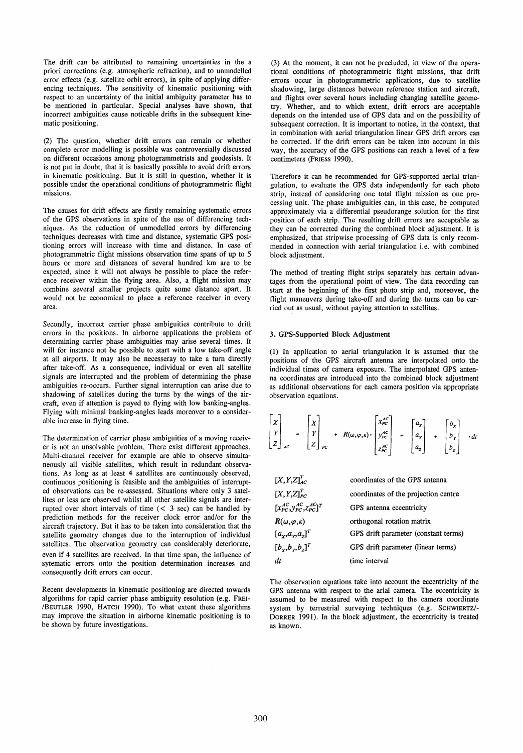The drift can be attributed to remaining uncertainties in the a priori corrections (e.g. atmospheric refraction), and to unmodelled error effects (e.g. satellite orbit errors), in spite of applying differencing techniques. The sensitivity of kinematic positioning with respect to an uncertainty of the initial ambiguity parameter has to be mentioned in particular. Special analyses have shown, that incorrect ambiguities cause noticable drifts in the subsequent kinematic positioning.

(2) The question, whether drift errors can remain or whether complete error modelling is possible was controversially discussed on different occasions among photogrammetrists and geodesists. It is not put in doubt, that it is basically possible to avoid drift errors in kinematic positioning. But it is still in question, whether it is possible under the operational conditions of photogrammetric flight missions.

The causes for drift effects are firstly remaining systematic errors of the GPS observations in spite of the use of differencing techniques. As the reduction of unmodelled errors by differencing techniques decreases with time and distance, systematic GPS positioning errors will increase with time and distance. In case of photogrammetric flight missions observation time spans of up to 5 hours or more and distances of several hundred km are to be expected, since it will not always be possible to place the reference receiver within the flying area. Also, a flight mission may combine several smaller projects quite some distance apart. It would not be economical to place a reference receiver in every area.

Secondly, incorrect carrier phase ambiguities contribute to drift errors in the positions. In airborne applications the problem of determining carrier phase ambiguities may arise several times. It will for instance not be possible to start with a low take-off angle at all airports. It may also be necesseray to take a turn directly after take-off. As a consequence, individual or even all satellite signals are interrupted and the problem of determining the phase ambiguities re-occurs. Further signal interruption can arise due to shadowing of satellites during the turns by the wings of the aircraft, even if attention is payed to flying with low banking-angles. Flying with minimal banking-angles leads moreover to a considerable increase in flying time.

The determination of carrier phase ambiguities of a moving receiver is not an unsolvable problem. There exist different approaches. Multi-channel receiver for example are able to observe simultaneously all visible satellites, which result in redundant observations. As long as at least 4 satellites are continuously observed, continuous positioning is feasible and the ambiguities of interrupted observations can be re-assessed. Situations where only 3 satellites or less are observed whilst all other satellite signals are interrupted over short intervals of time (< 3 sec) can be handled by prediction methods for the receiver clock error and/or for the aircraft trajectory. But it has to be taken into consideration that the satellite geometry changes due to the interruption of individual satellites. The observation geometry can considerably deteriorate, even if 4 satellites are received. In that time span, the influence of sytematic errors onto the position determination increases and consequently drift errors can occur.

Recent developments in kinematic positioning are directed towards algorithms for rapid carrier phase ambiguity resolution (e.g. FREI-/BEUTLER 1990, HATCH 1990). To what extent these algorithms may improve the situation in airborne kinematic positioning is to be shown by future investigations.

(3) At the moment, it can not be precluded, in view of the operational conditions of photogrammetric flight missions, that drift errors occur in photogrammetric applications, due to satellite shadowing, large distances between reference station and aircraft, and flights over several hours including changing satellite geometry. Whether, and to which extent, drift errors are acceptable depends on the intended use of GPS data and on the possibility of subsequent correction. It is important to notice, in the context, that in combination with aerial triangulation linear GPS drift errors can be corrected. If the drift errors can be taken into account in this way, the accuracy of the GPS positions can reach a level of a few centimeters (FRIESS 1990).

Therefore it can be recommended for GPS-supported aerial triangulation, to evaluate the GPS data independently for each photo strip, instead of considering one total flight mission as one processing unit. The phase ambiguities can, in this case, be computed approximately via a differential pseudorange solution for the first position of each strip. The resulting drift errors are acceptable as they can be corrected during the combined block adjustment. It is emphasized, that stripwise processing of GPS data is only recommended in connection with aerial triangulation i.e. with combined block adjustment.

The method of treating flight strips separately has certain advantages from the operational point of view. The data recording can start at the beginning of the first photo strip and, moreover, the flight maneuvers during take-off and during the turns can be carried out as usual, without paying attention to satellites.

## 3. GPS-Supported Block Adjustment

(1) In application to aerial triangulation it is assumed that the positions of the GPS aircraft antenna are interpolated onto the individual times of camera exposure. The interpolated GPS antenna coordinates are introduced into the combined block adjustment as additional observations for each camera position via appropriate observation equations.

$$\begin{bmatrix} X \\ Y \\ Z \end{bmatrix}_{AC} = \begin{bmatrix} X \\ Y \\ Z \end{bmatrix}_{PC} + R(\omega,\varphi,\kappa) \cdot \begin{bmatrix} x_{PC}^{AC} \\ y_{PC}^{AC} \\ z_{PC}^{AC} \end{bmatrix} + \begin{bmatrix} a_X \\ a_Y \\ a_Z \end{bmatrix} + \begin{bmatrix} b_X \\ b_Y \\ b_Z \end{bmatrix} \cdot dt$$

| | |
|---|---|
| $[X,Y,Z]_{AC}^T$ | coordinates of the GPS antenna |
| $[X,Y,Z]_{PC}^T$ | coordinates of the projection centre |
| $[x_{PC}^{AC},y_{PC}^{AC},z_{PC}^{AC}]^T$ | GPS antenna eccentricity |
| $R(\omega,\varphi,\kappa)$ | orthogonal rotation matrix |
| $[a_X,a_Y,a_Z]^T$ | GPS drift parameter (constant terms) |
| $[b_X,b_Y,b_Z]^T$ | GPS drift parameter (linear terms) |
| $dt$ | time interval |

The observation equations take into account the eccentricity of the GPS antenna with respect to the arial camera. The eccentricity is assumed to be measured with respect to the camera coordinate system by terrestrial surveying techniques (e.g. SCHWIERTZ/-DORRER 1991). In the block adjustment, the eccentricity is treated as known.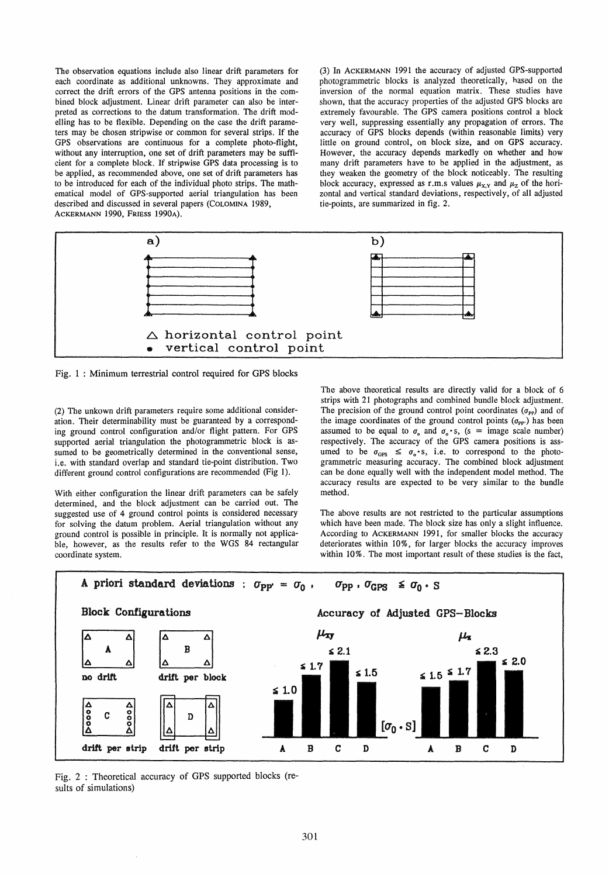The observation equations include also linear drift parameters for each coordinate as additional unknowns. They approximate and correct the drift errors of the GPS antenna positions in the combined block adjustment. Linear drift parameter can also be interpreted as corrections to the datum transformation. The drift modelling has to be flexible. Depending on the case the drift parameters may be chosen stripwise or common for several strips. If the GPS observations are continuous for a complete photo-flight, without any interruption, one set of drift parameters may be sufficient for a complete block. If stripwise GPS data processing is to be applied, as recommended above, one set of drift parameters has to be introduced for each of the individual photo strips. The mathematical model of GPS-supported aerial triangulation has been described and discussed in several papers (COLOMINA 1989, ACKERMANN 1990, FRIESS 1990A).

a) b)

△ horizontal control point
• vertical control point

Fig. 1 : Minimum terrestrial control required for GPS blocks

(2) The unkown drift parameters require some additional consideration. Their determinability must be guaranteed by a corresponding ground control configuration and/or flight pattern. For GPS supported aerial triangulation the photogrammetric block is assumed to be geometrically determined in the conventional sense, i.e. with standard overlap and standard tie-point distribution. Two different ground control configurations are recommended (Fig 1).

With either configuration the linear drift parameters can be safely determined, and the block adjustment can be carried out. The suggested use of 4 ground control points is considered necessary for solving the datum problem. Aerial triangulation without any ground control is possible in principle. It is normally not applicable, however, as the results refer to the WGS 84 rectangular coordinate system.

(3) In ACKERMANN 1991 the accuracy of adjusted GPS-supported photogrammetric blocks is analyzed theoretically, based on the inversion of the normal equation matrix. These studies have shown, that the accuracy properties of the adjusted GPS blocks are extremely favourable. The GPS camera positions control a block very well, suppressing essentially any propagation of errors. The accuracy of GPS blocks depends (within reasonable limits) very little on ground control, on block size, and on GPS accuracy. However, the accuracy depends markedly on whether and how many drift parameters have to be applied in the adjustment, as they weaken the geometry of the block noticeably. The resulting block accuracy, expressed as r.m.s values $\mu_{X,Y}$ and $\mu_Z$ of the horizontal and vertical standard deviations, respectively, of all adjusted tie-points, are summarized in fig. 2.

The above theoretical results are directly valid for a block of 6 strips with 21 photographs and combined bundle block adjustment. The precision of the ground control point coordinates ($\sigma_{PP}$) and of the image coordinates of the ground control points ($\sigma_{PP'}$) has been assumed to be equal to $\sigma_o$ and $\sigma_o \cdot s$, ($s$ = image scale number) respectively. The accuracy of the GPS camera positions is assumed to be $\sigma_{GPS} \leq \sigma_o \cdot s$, i.e. to correspond to the photogrammetric measuring accuracy. The combined block adjustment can be done equally well with the independent model method. The accuracy results are expected to be very similar to the bundle method.

The above results are not restricted to the particular assumptions which have been made. The block size has only a slight influence. According to ACKERMANN 1991, for smaller blocks the accuracy deteriorates within 10%, for larger blocks the accuracy improves within 10%. The most important result of these studies is the fact,

A priori standard deviations : $\sigma_{PP'} = \sigma_0$ , $\sigma_{PP}, \sigma_{GPS} \leq \sigma_0 \cdot s$

**Block Configurations**

- A: no drift
- B: drift per block
- C: drift per strip
- D: drift per strip

**Accuracy of Adjusted GPS-Blocks** [$\sigma_0 \cdot s$]

| Block | $\mu_{xy}$ | $\mu_z$ |
|---|---|---|
| A | ≤ 1.0 | ≤ 1.5 |
| B | ≤ 1.7 | ≤ 1.7 |
| C | ≤ 2.1 | ≤ 2.3 |
| D | ≤ 1.5 | ≤ 2.0 |

Fig. 2 : Theoretical accuracy of GPS supported blocks (results of simulations)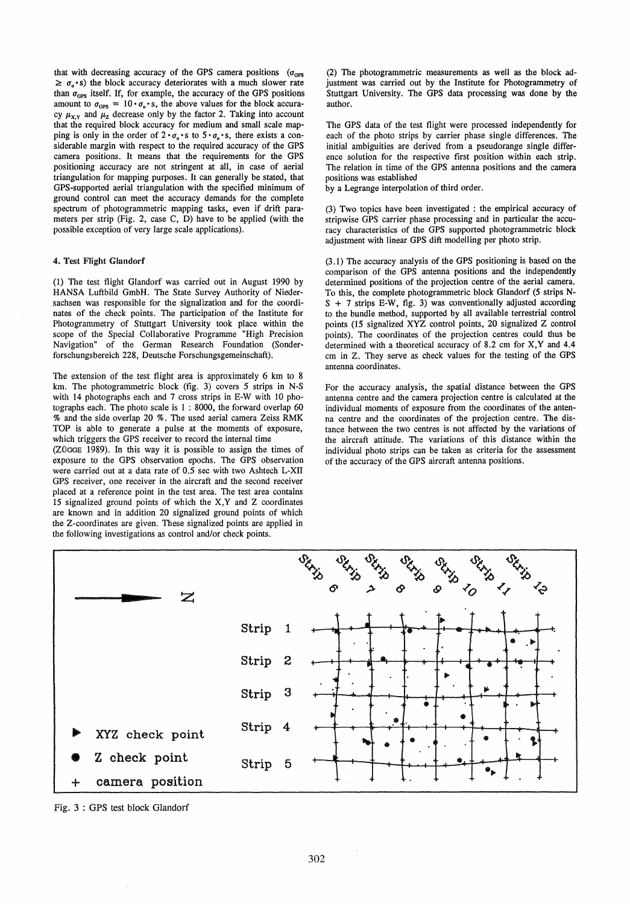that with decreasing accuracy of the GPS camera positions ($\sigma_{GPS} \geq \sigma_o \cdot s$) the block accuracy deteriorates with a much slower rate than $\sigma_{GPS}$ itself. If, for example, the accuracy of the GPS positions amount to $\sigma_{GPS} = 10 \cdot \sigma_o \cdot s$, the above values for the block accuracy $\mu_{X,Y}$ and $\mu_Z$ decrease only by the factor 2. Taking into account that the required block accuracy for medium and small scale mapping is only in the order of $2 \cdot \sigma_o \cdot s$ to $5 \cdot \sigma_o \cdot s$, there exists a considerable margin with respect to the required accuracy of the GPS camera positions. It means that the requirements for the GPS positioning accuracy are not stringent at all, in case of aerial triangulation for mapping purposes. It can generally be stated, that GPS-supported aerial triangulation with the specified minimum of ground control can meet the accuracy demands for the complete spectrum of photogrammetric mapping tasks, even if drift parameters per strip (Fig. 2, case C, D) have to be applied (with the possible exception of very large scale applications).

## 4. Test Flight Glandorf

(1) The test flight Glandorf was carried out in August 1990 by HANSA Luftbild GmbH. The State Survey Authority of Niedersachsen was responsible for the signalization and for the coordinates of the check points. The participation of the Institute for Photogrammetry of Stuttgart University took place within the scope of the Special Collaborative Programme "High Precision Navigation" of the German Research Foundation (Sonderforschungsbereich 228, Deutsche Forschungsgemeinschaft).

The extension of the test flight area is approximately 6 km to 8 km. The photogrammetric block (fig. 3) covers 5 strips in N-S with 14 photographs each and 7 cross strips in E-W with 10 photographs each. The photo scale is 1 : 8000, the forward overlap 60 % and the side overlap 20 %. The used aerial camera Zeiss RMK TOP is able to generate a pulse at the moments of exposure, which triggers the GPS receiver to record the internal time (ZÜGGE 1989). In this way it is possible to assign the times of exposure to the GPS observation epochs. The GPS observation were carried out at a data rate of 0.5 sec with two Ashtech L-XII GPS receiver, one receiver in the aircraft and the second receiver placed at a reference point in the test area. The test area contains 15 signalized ground points of which the X,Y and Z coordinates are known and in addition 20 signalized ground points of which the Z-coordinates are given. These signalized points are applied in the following investigations as control and/or check points.

(2) The photogrammetric measurements as well as the block adjustment was carried out by the Institute for Photogrammetry of Stuttgart University. The GPS data processing was done by the author.

The GPS data of the test flight were processed independently for each of the photo strips by carrier phase single differences. The initial ambiguities are derived from a pseudorange single difference solution for the respective first position within each strip. The relation in time of the GPS antenna positions and the camera positions was established by a Legrange interpolation of third order.

(3) Two topics have been investigated : the empirical accuracy of stripwise GPS carrier phase processing and in particular the accuracy characteristics of the GPS supported photogrammetric block adjustment with linear GPS dift modelling per photo strip.

(3.1) The accuracy analysis of the GPS positioning is based on the comparison of the GPS antenna positions and the independently determined positions of the projection centre of the aerial camera. To this, the complete photogrammetric block Glandorf (5 strips N-S + 7 strips E-W, fig. 3) was conventionally adjusted according to the bundle method, supported by all available terrestrial control points (15 signalized XYZ control points, 20 signalized Z control points). The coordinates of the projection centres could thus be determined with a theoretical accuracy of 8.2 cm for X,Y and 4.4 cm in Z. They serve as check values for the testing of the GPS antenna coordinates.

For the accuracy analysis, the spatial distance between the GPS antenna centre and the camera projection centre is calculated at the individual moments of exposure from the coordinates of the antenna centre and the coordinates of the projection centre. The distance between the two centres is not affected by the variations of the aircraft attitude. The variations of this distance within the individual photo strips can be taken as criteria for the assessment of the accuracy of the GPS aircraft antenna positions.

Fig. 3 : GPS test block Glandorf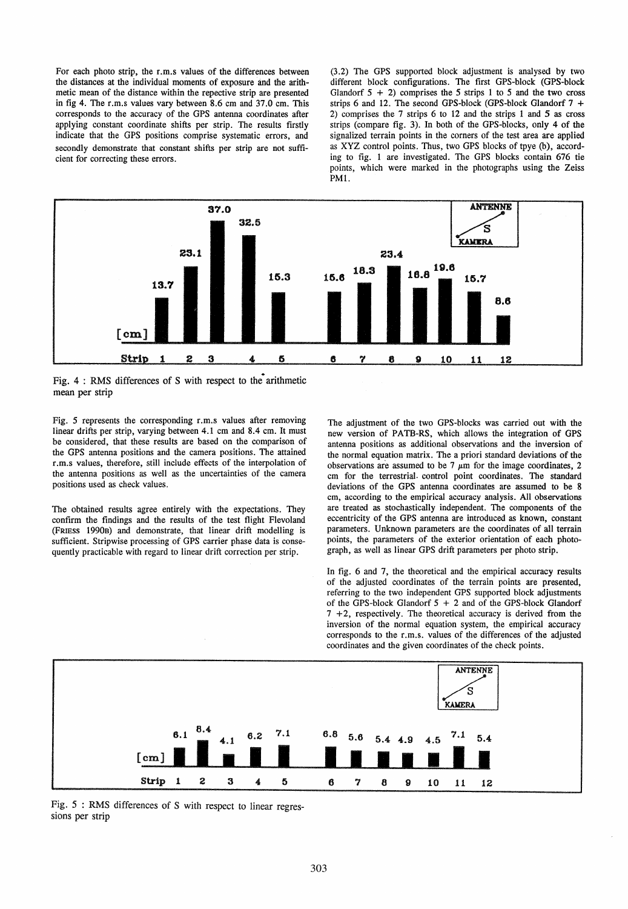For each photo strip, the r.m.s values of the differences between the distances at the individual moments of exposure and the arithmetic mean of the distance within the repective strip are presented in fig 4. The r.m.s values vary between 8.6 cm and 37.0 cm. This corresponds to the accuracy of the GPS antenna coordinates after applying constant coordinate shifts per strip. The results firstly indicate that the GPS positions comprise systematic errors, and secondly demonstrate that constant shifts per strip are not sufficient for correcting these errors.

| Strip | 1 | 2 | 3 | 4 | 5 | 6 | 7 | 8 | 9 | 10 | 11 | 12 |
|---|---|---|---|---|---|---|---|---|---|---|---|---|
| [cm] | 13.7 | 23.1 | 37.0 | 32.5 | 15.3 | 15.6 | 18.3 | 23.4 | 16.8 | 19.6 | 15.7 | 8.6 |

Fig. 4 : RMS differences of S with respect to the arithmetic mean per strip

Fig. 5 represents the corresponding r.m.s values after removing linear drifts per strip, varying between 4.1 cm and 8.4 cm. It must be considered, that these results are based on the comparison of the GPS antenna positions and the camera positions. The attained r.m.s values, therefore, still include effects of the interpolation of the antenna positions as well as the uncertainties of the camera positions used as check values.

The obtained results agree entirely with the expectations. They confirm the findings and the results of the test flight Flevoland (Friess 1990b) and demonstrate, that linear drift modelling is sufficient. Stripwise processing of GPS carrier phase data is consequently practicable with regard to linear drift correction per strip.

(3.2) The GPS supported block adjustment is analysed by two different block configurations. The first GPS-block (GPS-block Glandorf 5 + 2) comprises the 5 strips 1 to 5 and the two cross strips 6 and 12. The second GPS-block (GPS-block Glandorf 7 + 2) comprises the 7 strips 6 to 12 and the strips 1 and 5 as cross strips (compare fig. 3). In both of the GPS-blocks, only 4 of the signalized terrain points in the corners of the test area are applied as XYZ control points. Thus, two GPS blocks of tpye (b), according to fig. 1 are investigated. The GPS blocks contain 676 tie points, which were marked in the photographs using the Zeiss PM1.

The adjustment of the two GPS-blocks was carried out with the new version of PATB-RS, which allows the integration of GPS antenna positions as additional observations and the inversion of the normal equation matrix. The a priori standard deviations of the observations are assumed to be 7 $\mu$m for the image coordinates, 2 cm for the terrestrial control point coordinates. The standard deviations of the GPS antenna coordinates are assumed to be 8 cm, according to the empirical accuracy analysis. All observations are treated as stochastically independent. The components of the eccentricity of the GPS antenna are introduced as known, constant parameters. Unknown parameters are the coordinates of all terrain points, the parameters of the exterior orientation of each photograph, as well as linear GPS drift parameters per photo strip.

In fig. 6 and 7, the theoretical and the empirical accuracy results of the adjusted coordinates of the terrain points are presented, referring to the two independent GPS supported block adjustments of the GPS-block Glandorf 5 + 2 and of the GPS-block Glandorf 7 +2, respectively. The theoretical accuracy is derived from the inversion of the normal equation system, the empirical accuracy corresponds to the r.m.s. values of the differences of the adjusted coordinates and the given coordinates of the check points.

| Strip | 1 | 2 | 3 | 4 | 5 | 6 | 7 | 8 | 9 | 10 | 11 | 12 |
|---|---|---|---|---|---|---|---|---|---|---|---|---|
| [cm] | 6.1 | 8.4 | 4.1 | 6.2 | 7.1 | 6.8 | 5.6 | 5.4 | 4.9 | 4.5 | 7.1 | 5.4 |

Fig. 5 : RMS differences of S with respect to linear regressions per strip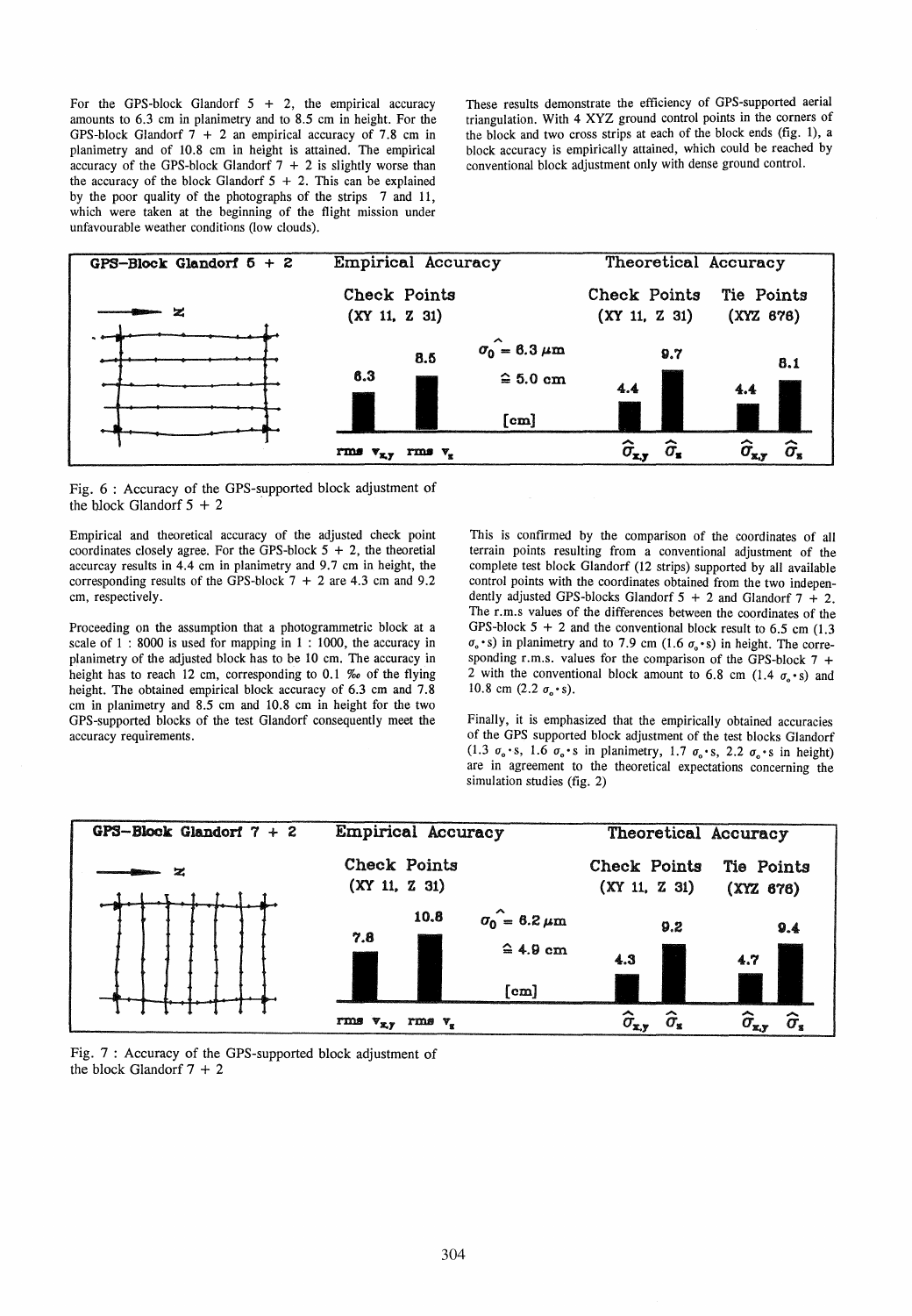For the GPS-block Glandorf 5 + 2, the empirical accuracy amounts to 6.3 cm in planimetry and to 8.5 cm in height. For the GPS-block Glandorf 7 + 2 an empirical accuracy of 7.8 cm in planimetry and of 10.8 cm in height is attained. The empirical accuracy of the GPS-block Glandorf 7 + 2 is slightly worse than the accuracy of the block Glandorf 5 + 2. This can be explained by the poor quality of the photographs of the strips 7 and 11, which were taken at the beginning of the flight mission under unfavourable weather conditions (low clouds).

These results demonstrate the efficiency of GPS-supported aerial triangulation. With 4 XYZ ground control points in the corners of the block and two cross strips at each of the block ends (fig. 1), a block accuracy is empirically attained, which could be reached by conventional block adjustment only with dense ground control.

**GPS-Block Glandorf 5 + 2**

| Empirical Accuracy – Check Points (XY 11, Z 31) | | | Theoretical Accuracy – Check Points (XY 11, Z 31) | | Theoretical Accuracy – Tie Points (XYZ 676) | |
|---|---|---|---|---|---|---|
| rms $v_{x,y}$ | rms $v_z$ | $\hat{\sigma}_0 = 6.3\ \mu m \mathrel{\hat{=}} 5.0$ cm | $\hat{\sigma}_{x,y}$ | $\hat{\sigma}_z$ | $\hat{\sigma}_{x,y}$ | $\hat{\sigma}_z$ |
| 6.3 | 8.5 | [cm] | 4.4 | 9.7 | 4.4 | 8.1 |

Fig. 6 : Accuracy of the GPS-supported block adjustment of the block Glandorf 5 + 2

Empirical and theoretical accuracy of the adjusted check point coordinates closely agree. For the GPS-block 5 + 2, the theoretial accurcay results in 4.4 cm in planimetry and 9.7 cm in height, the corresponding results of the GPS-block 7 + 2 are 4.3 cm and 9.2 cm, respectively.

Proceeding on the assumption that a photogrammetric block at a scale of 1 : 8000 is used for mapping in 1 : 1000, the accuracy in planimetry of the adjusted block has to be 10 cm. The accuracy in height has to reach 12 cm, corresponding to 0.1 ‰ of the flying height. The obtained empirical block accuracy of 6.3 cm and 7.8 cm in planimetry and 8.5 cm and 10.8 cm in height for the two GPS-supported blocks of the test Glandorf consequently meet the accuracy requirements.

This is confirmed by the comparison of the coordinates of all terrain points resulting from a conventional adjustment of the complete test block Glandorf (12 strips) supported by all available control points with the coordinates obtained from the two independently adjusted GPS-blocks Glandorf 5 + 2 and Glandorf 7 + 2. The r.m.s values of the differences between the coordinates of the GPS-block 5 + 2 and the conventional block result to 6.5 cm (1.3 $\sigma_o \cdot s$) in planimetry and to 7.9 cm (1.6 $\sigma_o \cdot s$) in height. The corresponding r.m.s. values for the comparison of the GPS-block 7 + 2 with the conventional block amount to 6.8 cm (1.4 $\sigma_o \cdot s$) and 10.8 cm (2.2 $\sigma_o \cdot s$).

Finally, it is emphasized that the empirically obtained accuracies of the GPS supported block adjustment of the test blocks Glandorf (1.3 $\sigma_o \cdot s$, 1.6 $\sigma_o \cdot s$ in planimetry, 1.7 $\sigma_o \cdot s$, 2.2 $\sigma_o \cdot s$ in height) are in agreement to the theoretical expectations concerning the simulation studies (fig. 2)

**GPS-Block Glandorf 7 + 2**

| Empirical Accuracy – Check Points (XY 11, Z 31) | | | Theoretical Accuracy – Check Points (XY 11, Z 31) | | Theoretical Accuracy – Tie Points (XYZ 676) | |
|---|---|---|---|---|---|---|
| rms $v_{x,y}$ | rms $v_z$ | $\hat{\sigma}_0 = 6.2\ \mu m \mathrel{\hat{=}} 4.9$ cm | $\hat{\sigma}_{x,y}$ | $\hat{\sigma}_z$ | $\hat{\sigma}_{x,y}$ | $\hat{\sigma}_z$ |
| 7.8 | 10.8 | [cm] | 4.3 | 9.2 | 4.7 | 9.4 |

Fig. 7 : Accuracy of the GPS-supported block adjustment of the block Glandorf 7 + 2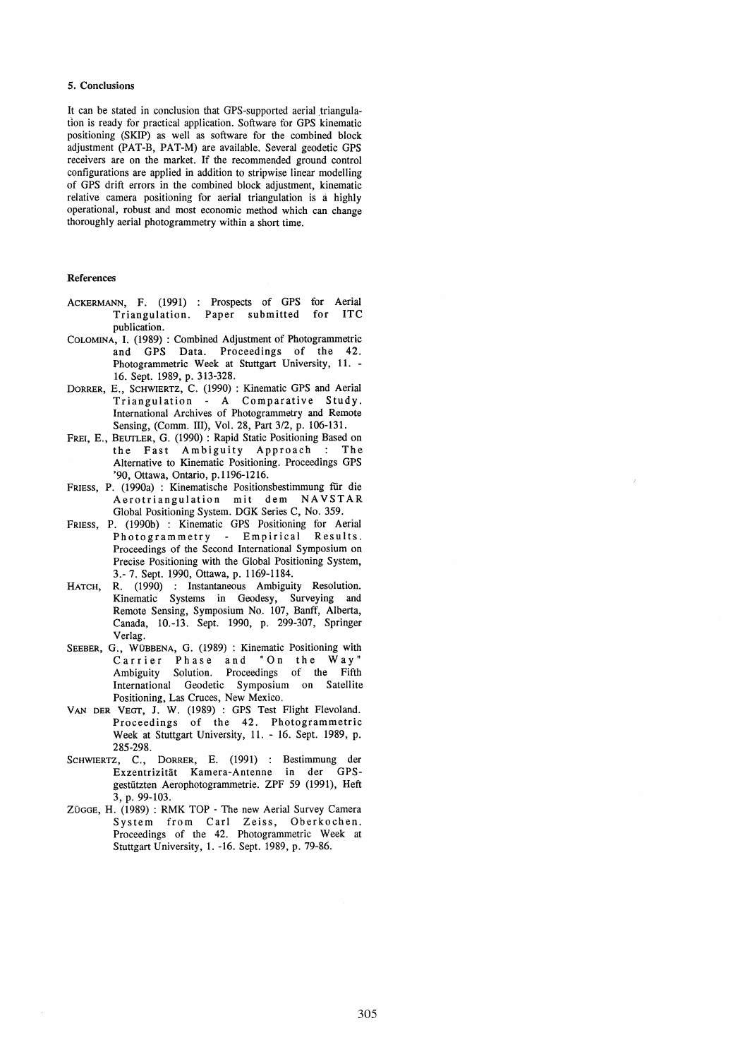## 5. Conclusions

It can be stated in conclusion that GPS-supported aerial triangulation is ready for practical application. Software for GPS kinematic positioning (SKIP) as well as software for the combined block adjustment (PAT-B, PAT-M) are available. Several geodetic GPS receivers are on the market. If the recommended ground control configurations are applied in addition to stripwise linear modelling of GPS drift errors in the combined block adjustment, kinematic relative camera positioning for aerial triangulation is a highly operational, robust and most economic method which can change thoroughly aerial photogrammetry within a short time.

## References

ACKERMANN, F. (1991) : Prospects of GPS for Aerial Triangulation. Paper submitted for ITC publication.

COLOMINA, I. (1989) : Combined Adjustment of Photogrammetric and GPS Data. Proceedings of the 42. Photogrammetric Week at Stuttgart University, 11. - 16. Sept. 1989, p. 313-328.

DORRER, E., SCHWIERTZ, C. (1990) : Kinematic GPS and Aerial Triangulation - A Comparative Study. International Archives of Photogrammetry and Remote Sensing, (Comm. III), Vol. 28, Part 3/2, p. 106-131.

FREI, E., BEUTLER, G. (1990) : Rapid Static Positioning Based on the Fast Ambiguity Approach : The Alternative to Kinematic Positioning. Proceedings GPS '90, Ottawa, Ontario, p.1196-1216.

FRIESS, P. (1990a) : Kinematische Positionsbestimmung für die Aerotriangulation mit dem NAVSTAR Global Positioning System. DGK Series C, No. 359.

FRIESS, P. (1990b) : Kinematic GPS Positioning for Aerial Photogrammetry - Empirical Results. Proceedings of the Second International Symposium on Precise Positioning with the Global Positioning System, 3.- 7. Sept. 1990, Ottawa, p. 1169-1184.

HATCH, R. (1990) : Instantaneous Ambiguity Resolution. Kinematic Systems in Geodesy, Surveying and Remote Sensing, Symposium No. 107, Banff, Alberta, Canada, 10.-13. Sept. 1990, p. 299-307, Springer Verlag.

SEEBER, G., WÜBBENA, G. (1989) : Kinematic Positioning with Carrier Phase and "On the Way" Ambiguity Solution. Proceedings of the Fifth International Geodetic Symposium on Satellite Positioning, Las Cruces, New Mexico.

VAN DER VEGT, J. W. (1989) : GPS Test Flight Flevoland. Proceedings of the 42. Photogrammetric Week at Stuttgart University, 11. - 16. Sept. 1989, p. 285-298.

SCHWIERTZ, C., DORRER, E. (1991) : Bestimmung der Exzentrizität Kamera-Antenne in der GPS-gestützten Aerophotogrammetrie. ZPF 59 (1991), Heft 3, p. 99-103.

ZÜGGE, H. (1989) : RMK TOP - The new Aerial Survey Camera System from Carl Zeiss, Oberkochen. Proceedings of the 42. Photogrammetric Week at Stuttgart University, 1. -16. Sept. 1989, p. 79-86.